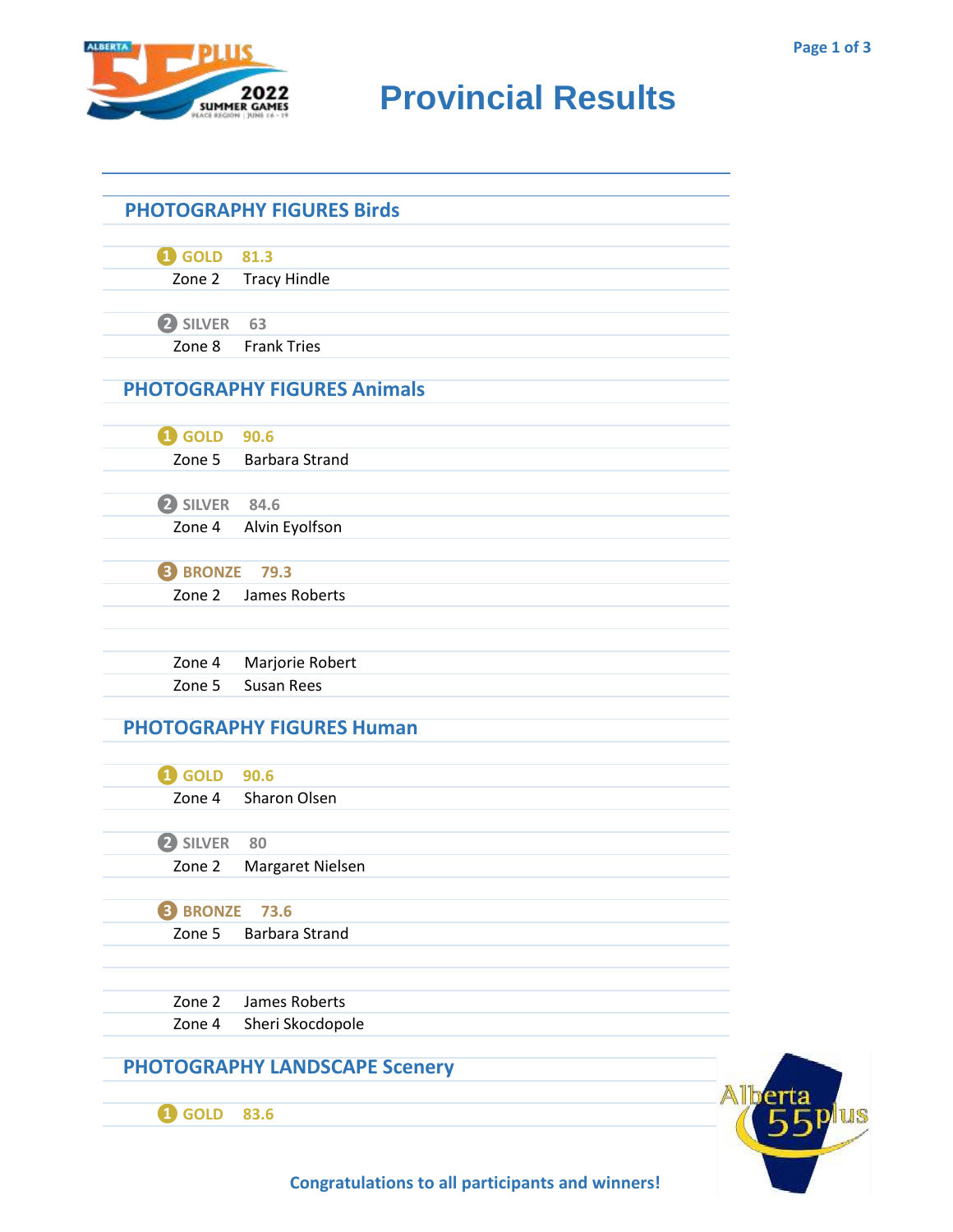# Provincial Results

## PHOTOGRAPHY FIGURES Birds

**1 GOLD 81.3**
Zone 2 Tracy Hindle

**2 SILVER 63**
Zone 8 Frank Tries

## PHOTOGRAPHY FIGURES Animals

**1 GOLD 90.6**
Zone 5 Barbara Strand

**2 SILVER 84.6**
Zone 4 Alvin Eyolfson

**3 BRONZE 79.3**
Zone 2 James Roberts

Zone 4 Marjorie Robert
Zone 5 Susan Rees

## PHOTOGRAPHY FIGURES Human

**1 GOLD 90.6**
Zone 4 Sharon Olsen

**2 SILVER 80**
Zone 2 Margaret Nielsen

**3 BRONZE 73.6**
Zone 5 Barbara Strand

Zone 2 James Roberts
Zone 4 Sheri Skocdopole

## PHOTOGRAPHY LANDSCAPE Scenery

**1 GOLD 83.6**

Congratulations to all participants and winners!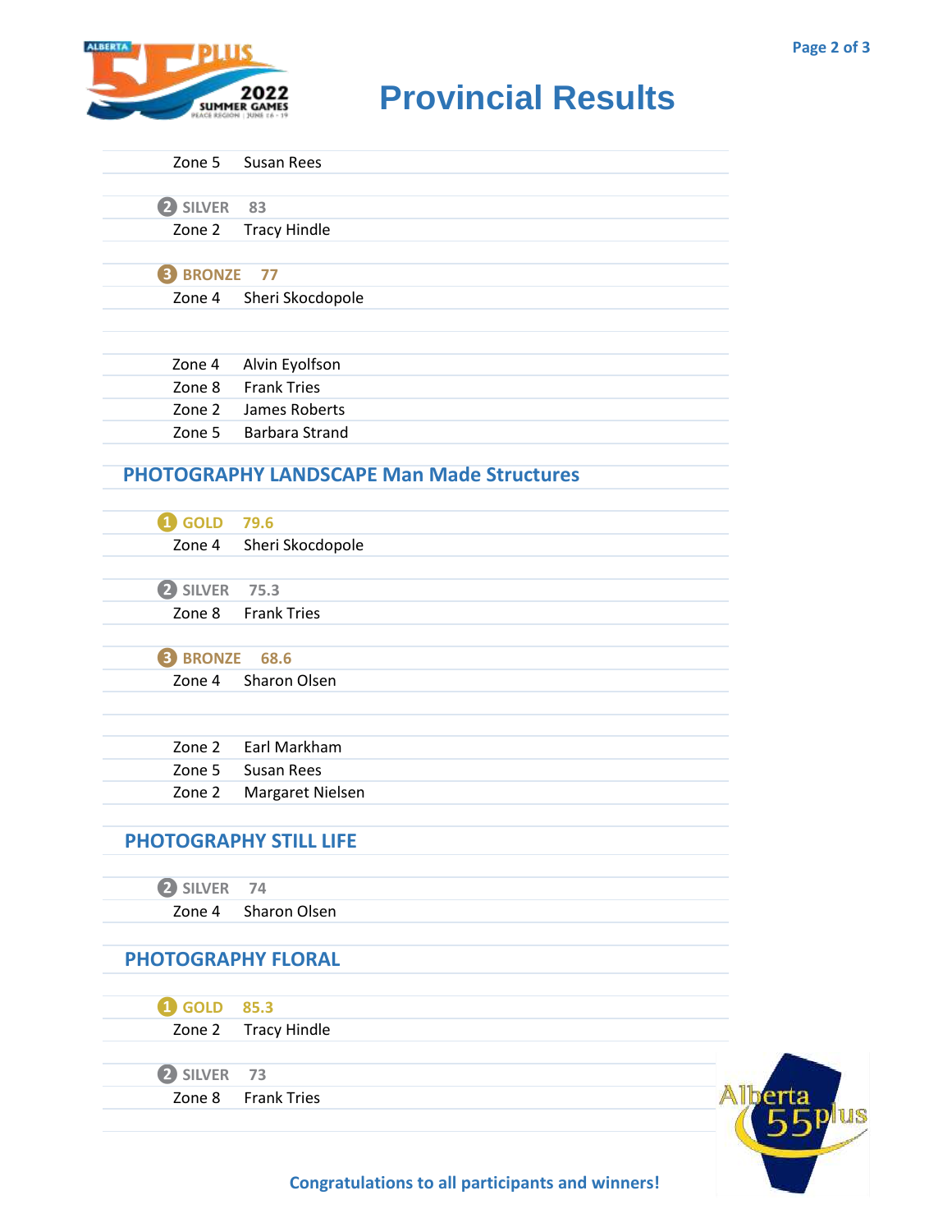# Provincial Results

| | |
|---|---|
| Zone 5 | Susan Rees |

**2 SILVER 83**

| | |
|---|---|
| Zone 2 | Tracy Hindle |

**3 BRONZE 77**

| | |
|---|---|
| Zone 4 | Sheri Skocdopole |

| | |
|---|---|
| Zone 4 | Alvin Eyolfson |
| Zone 8 | Frank Tries |
| Zone 2 | James Roberts |
| Zone 5 | Barbara Strand |

## PHOTOGRAPHY LANDSCAPE Man Made Structures

**1 GOLD 79.6**

| | |
|---|---|
| Zone 4 | Sheri Skocdopole |

**2 SILVER 75.3**

| | |
|---|---|
| Zone 8 | Frank Tries |

**3 BRONZE 68.6**

| | |
|---|---|
| Zone 4 | Sharon Olsen |

| | |
|---|---|
| Zone 2 | Earl Markham |
| Zone 5 | Susan Rees |
| Zone 2 | Margaret Nielsen |

## PHOTOGRAPHY STILL LIFE

**2 SILVER 74**

| | |
|---|---|
| Zone 4 | Sharon Olsen |

## PHOTOGRAPHY FLORAL

**1 GOLD 85.3**

| | |
|---|---|
| Zone 2 | Tracy Hindle |

**2 SILVER 73**

| | |
|---|---|
| Zone 8 | Frank Tries |

**Congratulations to all participants and winners!**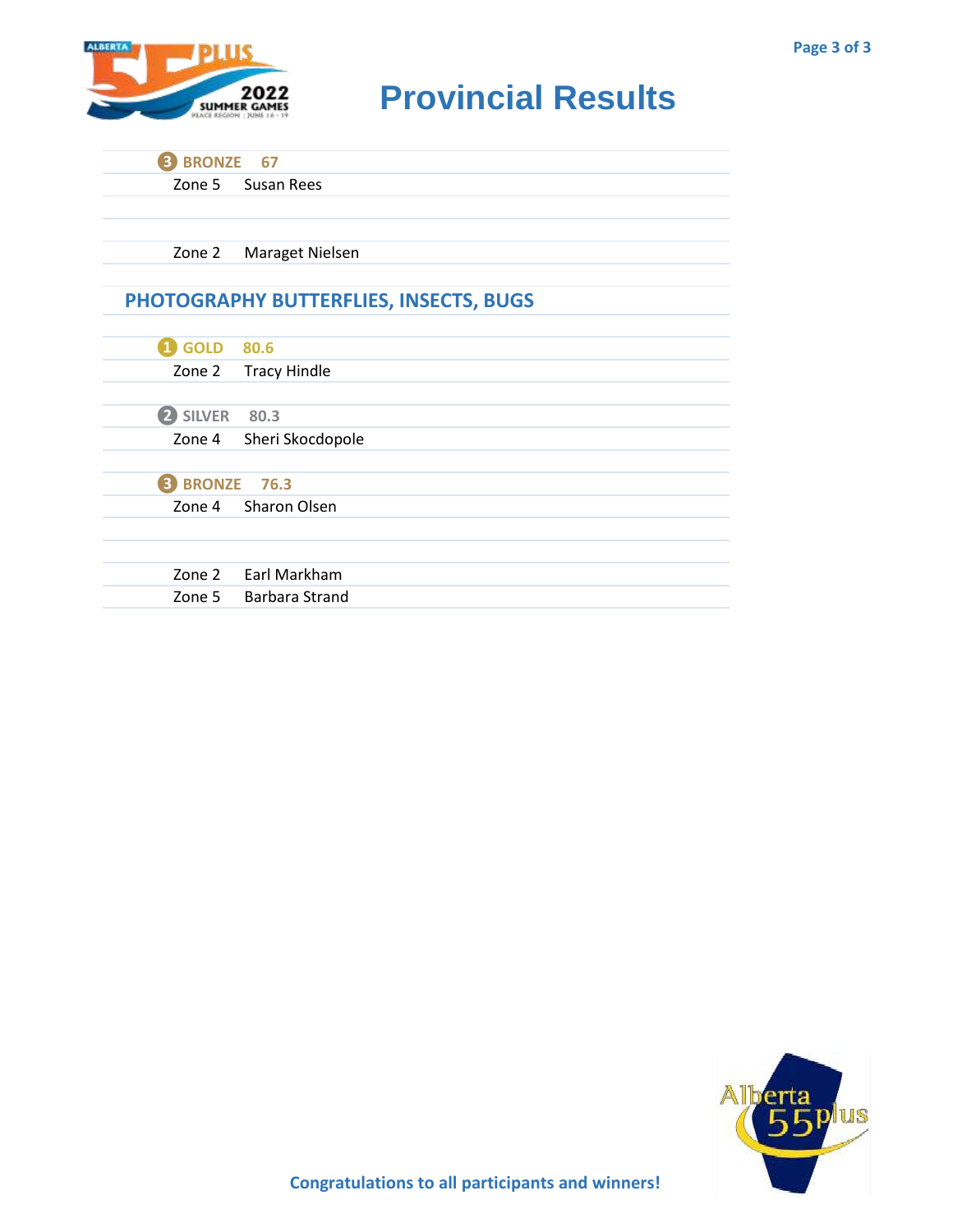# Provincial Results

❸ BRONZE 67

Zone 5 Susan Rees

Zone 2 Maraget Nielsen

## PHOTOGRAPHY BUTTERFLIES, INSECTS, BUGS

❶ GOLD 80.6

Zone 2 Tracy Hindle

❷ SILVER 80.3

Zone 4 Sheri Skocdopole

❸ BRONZE 76.3

Zone 4 Sharon Olsen

Zone 2 Earl Markham

Zone 5 Barbara Strand

**Congratulations to all participants and winners!**